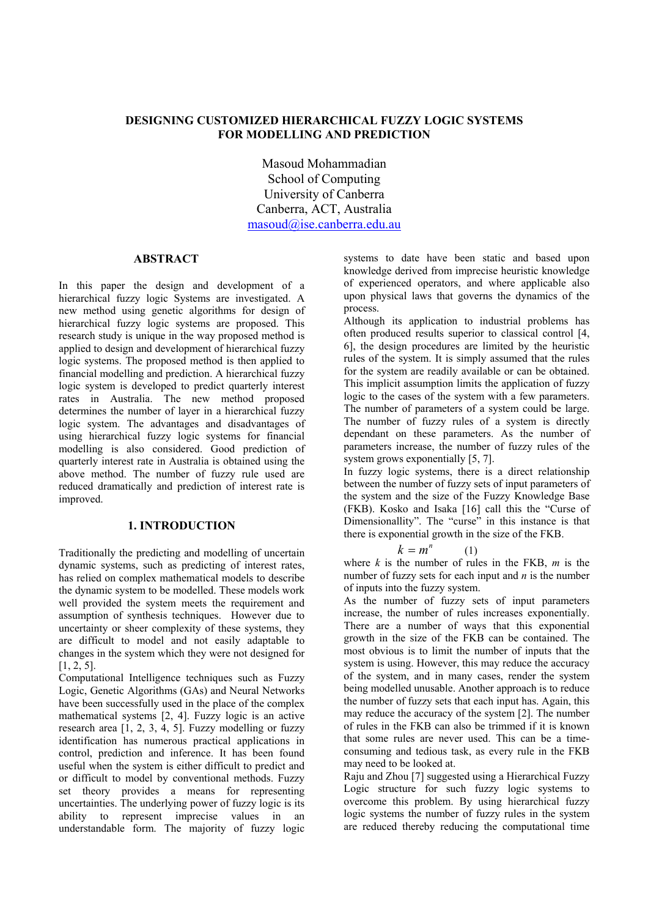# DESIGNING CUSTOMIZED HIERARCHICAL FUZZY LOGIC SYSTEMS FOR MODELLING AND PREDICTION

Masoud Mohammadian
School of Computing
University of Canberra
Canberra, ACT, Australia
masoud@ise.canberra.edu.au

## ABSTRACT

In this paper the design and development of a hierarchical fuzzy logic Systems are investigated. A new method using genetic algorithms for design of hierarchical fuzzy logic systems are proposed. This research study is unique in the way proposed method is applied to design and development of hierarchical fuzzy logic systems. The proposed method is then applied to financial modelling and prediction. A hierarchical fuzzy logic system is developed to predict quarterly interest rates in Australia. The new method proposed determines the number of layer in a hierarchical fuzzy logic system. The advantages and disadvantages of using hierarchical fuzzy logic systems for financial modelling is also considered. Good prediction of quarterly interest rate in Australia is obtained using the above method. The number of fuzzy rule used are reduced dramatically and prediction of interest rate is improved.

## 1. INTRODUCTION

Traditionally the predicting and modelling of uncertain dynamic systems, such as predicting of interest rates, has relied on complex mathematical models to describe the dynamic system to be modelled. These models work well provided the system meets the requirement and assumption of synthesis techniques. However due to uncertainty or sheer complexity of these systems, they are difficult to model and not easily adaptable to changes in the system which they were not designed for [1, 2, 5].

Computational Intelligence techniques such as Fuzzy Logic, Genetic Algorithms (GAs) and Neural Networks have been successfully used in the place of the complex mathematical systems [2, 4]. Fuzzy logic is an active research area [1, 2, 3, 4, 5]. Fuzzy modelling or fuzzy identification has numerous practical applications in control, prediction and inference. It has been found useful when the system is either difficult to predict and or difficult to model by conventional methods. Fuzzy set theory provides a means for representing uncertainties. The underlying power of fuzzy logic is its ability to represent imprecise values in an understandable form. The majority of fuzzy logic systems to date have been static and based upon knowledge derived from imprecise heuristic knowledge of experienced operators, and where applicable also upon physical laws that governs the dynamics of the process.

Although its application to industrial problems has often produced results superior to classical control [4, 6], the design procedures are limited by the heuristic rules of the system. It is simply assumed that the rules for the system are readily available or can be obtained. This implicit assumption limits the application of fuzzy logic to the cases of the system with a few parameters. The number of parameters of a system could be large. The number of fuzzy rules of a system is directly dependant on these parameters. As the number of parameters increase, the number of fuzzy rules of the system grows exponentially [5, 7].

In fuzzy logic systems, there is a direct relationship between the number of fuzzy sets of input parameters of the system and the size of the Fuzzy Knowledge Base (FKB). Kosko and Isaka [16] call this the "Curse of Dimensionallity". The "curse" in this instance is that there is exponential growth in the size of the FKB.

$$k = m^n \qquad (1)$$

where $k$ is the number of rules in the FKB, $m$ is the number of fuzzy sets for each input and $n$ is the number of inputs into the fuzzy system.

As the number of fuzzy sets of input parameters increase, the number of rules increases exponentially. There are a number of ways that this exponential growth in the size of the FKB can be contained. The most obvious is to limit the number of inputs that the system is using. However, this may reduce the accuracy of the system, and in many cases, render the system being modelled unusable. Another approach is to reduce the number of fuzzy sets that each input has. Again, this may reduce the accuracy of the system [2]. The number of rules in the FKB can also be trimmed if it is known that some rules are never used. This can be a time-consuming and tedious task, as every rule in the FKB may need to be looked at.

Raju and Zhou [7] suggested using a Hierarchical Fuzzy Logic structure for such fuzzy logic systems to overcome this problem. By using hierarchical fuzzy logic systems the number of fuzzy rules in the system are reduced thereby reducing the computational time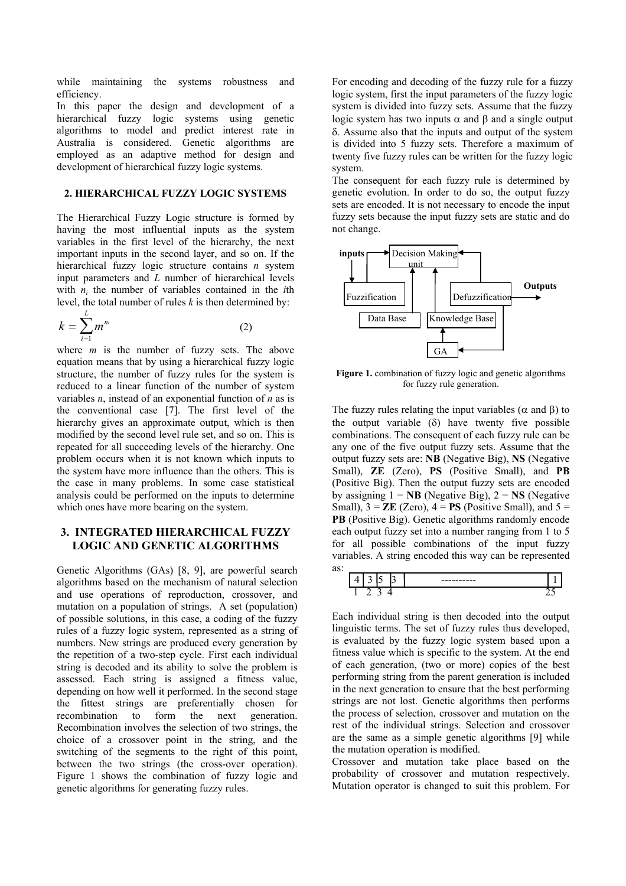while maintaining the systems robustness and efficiency.

In this paper the design and development of a hierarchical fuzzy logic systems using genetic algorithms to model and predict interest rate in Australia is considered. Genetic algorithms are employed as an adaptive method for design and development of hierarchical fuzzy logic systems.

## 2. HIERARCHICAL FUZZY LOGIC SYSTEMS

The Hierarchical Fuzzy Logic structure is formed by having the most influential inputs as the system variables in the first level of the hierarchy, the next important inputs in the second layer, and so on. If the hierarchical fuzzy logic structure contains $n$ system input parameters and $L$ number of hierarchical levels with $n_i$ the number of variables contained in the $i$th level, the total number of rules $k$ is then determined by:

$$k = \sum_{i=1}^{L} m^{n_i} \qquad (2)$$

where $m$ is the number of fuzzy sets. The above equation means that by using a hierarchical fuzzy logic structure, the number of fuzzy rules for the system is reduced to a linear function of the number of system variables $n$, instead of an exponential function of $n$ as is the conventional case [7]. The first level of the hierarchy gives an approximate output, which is then modified by the second level rule set, and so on. This is repeated for all succeeding levels of the hierarchy. One problem occurs when it is not known which inputs to the system have more influence than the others. This is the case in many problems. In some case statistical analysis could be performed on the inputs to determine which ones have more bearing on the system.

## 3. INTEGRATED HIERARCHICAL FUZZY LOGIC AND GENETIC ALGORITHMS

Genetic Algorithms (GAs) [8, 9], are powerful search algorithms based on the mechanism of natural selection and use operations of reproduction, crossover, and mutation on a population of strings. A set (population) of possible solutions, in this case, a coding of the fuzzy rules of a fuzzy logic system, represented as a string of numbers. New strings are produced every generation by the repetition of a two-step cycle. First each individual string is decoded and its ability to solve the problem is assessed. Each string is assigned a fitness value, depending on how well it performed. In the second stage the fittest strings are preferentially chosen for recombination to form the next generation. Recombination involves the selection of two strings, the choice of a crossover point in the string, and the switching of the segments to the right of this point, between the two strings (the cross-over operation). Figure 1 shows the combination of fuzzy logic and genetic algorithms for generating fuzzy rules.

For encoding and decoding of the fuzzy rule for a fuzzy logic system, first the input parameters of the fuzzy logic system is divided into fuzzy sets. Assume that the fuzzy logic system has two inputs $\alpha$ and $\beta$ and a single output $\delta$. Assume also that the inputs and output of the system is divided into 5 fuzzy sets. Therefore a maximum of twenty five fuzzy rules can be written for the fuzzy logic system.

The consequent for each fuzzy rule is determined by genetic evolution. In order to do so, the output fuzzy sets are encoded. It is not necessary to encode the input fuzzy sets because the input fuzzy sets are static and do not change.

inputs
Decision Making unit
Fuzzification
Defuzzification
Outputs
Data Base
Knowledge Base
GA

**Figure 1.** combination of fuzzy logic and genetic algorithms for fuzzy rule generation.

The fuzzy rules relating the input variables ($\alpha$ and $\beta$) to the output variable ($\delta$) have twenty five possible combinations. The consequent of each fuzzy rule can be any one of the five output fuzzy sets. Assume that the output fuzzy sets are: **NB** (Negative Big), **NS** (Negative Small), **ZE** (Zero), **PS** (Positive Small), and **PB** (Positive Big). Then the output fuzzy sets are encoded by assigning 1 = **NB** (Negative Big), 2 = **NS** (Negative Small), 3 = **ZE** (Zero), 4 = **PS** (Positive Small), and 5 = **PB** (Positive Big). Genetic algorithms randomly encode each output fuzzy set into a number ranging from 1 to 5 for all possible combinations of the input fuzzy variables. A string encoded this way can be represented as:

| | | | | | |
|---|---|---|---|---|---|
| 4 | 3 | 5 | 3 | ---------- | 1 |
| 1 | 2 | 3 | 4 | | 25 |

Each individual string is then decoded into the output linguistic terms. The set of fuzzy rules thus developed, is evaluated by the fuzzy logic system based upon a fitness value which is specific to the system. At the end of each generation, (two or more) copies of the best performing string from the parent generation is included in the next generation to ensure that the best performing strings are not lost. Genetic algorithms then performs the process of selection, crossover and mutation on the rest of the individual strings. Selection and crossover are the same as a simple genetic algorithms [9] while the mutation operation is modified.

Crossover and mutation take place based on the probability of crossover and mutation respectively. Mutation operator is changed to suit this problem. For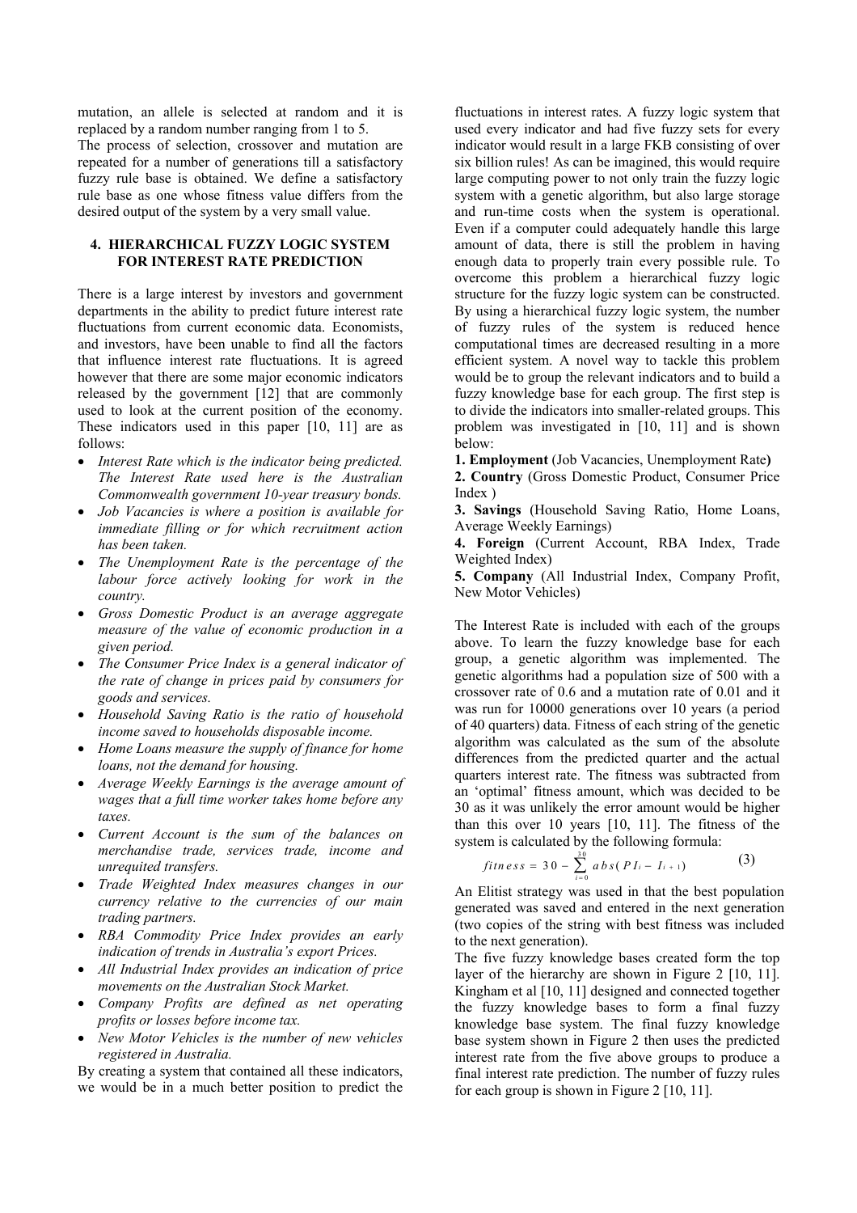mutation, an allele is selected at random and it is replaced by a random number ranging from 1 to 5.
The process of selection, crossover and mutation are repeated for a number of generations till a satisfactory fuzzy rule base is obtained. We define a satisfactory rule base as one whose fitness value differs from the desired output of the system by a very small value.

## 4. HIERARCHICAL FUZZY LOGIC SYSTEM FOR INTEREST RATE PREDICTION

There is a large interest by investors and government departments in the ability to predict future interest rate fluctuations from current economic data. Economists, and investors, have been unable to find all the factors that influence interest rate fluctuations. It is agreed however that there are some major economic indicators released by the government [12] that are commonly used to look at the current position of the economy. These indicators used in this paper [10, 11] are as follows:

- *Interest Rate which is the indicator being predicted. The Interest Rate used here is the Australian Commonwealth government 10-year treasury bonds.*
- *Job Vacancies is where a position is available for immediate filling or for which recruitment action has been taken.*
- *The Unemployment Rate is the percentage of the labour force actively looking for work in the country.*
- *Gross Domestic Product is an average aggregate measure of the value of economic production in a given period.*
- *The Consumer Price Index is a general indicator of the rate of change in prices paid by consumers for goods and services.*
- *Household Saving Ratio is the ratio of household income saved to households disposable income.*
- *Home Loans measure the supply of finance for home loans, not the demand for housing.*
- *Average Weekly Earnings is the average amount of wages that a full time worker takes home before any taxes.*
- *Current Account is the sum of the balances on merchandise trade, services trade, income and unrequited transfers.*
- *Trade Weighted Index measures changes in our currency relative to the currencies of our main trading partners.*
- *RBA Commodity Price Index provides an early indication of trends in Australia's export Prices.*
- *All Industrial Index provides an indication of price movements on the Australian Stock Market.*
- *Company Profits are defined as net operating profits or losses before income tax.*
- *New Motor Vehicles is the number of new vehicles registered in Australia.*

By creating a system that contained all these indicators, we would be in a much better position to predict the fluctuations in interest rates. A fuzzy logic system that used every indicator and had five fuzzy sets for every indicator would result in a large FKB consisting of over six billion rules! As can be imagined, this would require large computing power to not only train the fuzzy logic system with a genetic algorithm, but also large storage and run-time costs when the system is operational. Even if a computer could adequately handle this large amount of data, there is still the problem in having enough data to properly train every possible rule. To overcome this problem a hierarchical fuzzy logic structure for the fuzzy logic system can be constructed. By using a hierarchical fuzzy logic system, the number of fuzzy rules of the system is reduced hence computational times are decreased resulting in a more efficient system. A novel way to tackle this problem would be to group the relevant indicators and to build a fuzzy knowledge base for each group. The first step is to divide the indicators into smaller-related groups. This problem was investigated in [10, 11] and is shown below:

**1. Employment** (Job Vacancies, Unemployment Rate**)**
**2. Country** (Gross Domestic Product, Consumer Price Index )
**3. Savings** (Household Saving Ratio, Home Loans, Average Weekly Earnings)
**4. Foreign** (Current Account, RBA Index, Trade Weighted Index)
**5. Company** (All Industrial Index, Company Profit, New Motor Vehicles)

The Interest Rate is included with each of the groups above. To learn the fuzzy knowledge base for each group, a genetic algorithm was implemented. The genetic algorithms had a population size of 500 with a crossover rate of 0.6 and a mutation rate of 0.01 and it was run for 10000 generations over 10 years (a period of 40 quarters) data. Fitness of each string of the genetic algorithm was calculated as the sum of the absolute differences from the predicted quarter and the actual quarters interest rate. The fitness was subtracted from an 'optimal' fitness amount, which was decided to be 30 as it was unlikely the error amount would be higher than this over 10 years [10, 11]. The fitness of the system is calculated by the following formula:

$$fitness = 30 - \sum_{i=0}^{30} abs(PI_i - I_{i+1}) \tag{3}$$

An Elitist strategy was used in that the best population generated was saved and entered in the next generation (two copies of the string with best fitness was included to the next generation).
The five fuzzy knowledge bases created form the top layer of the hierarchy are shown in Figure 2 [10, 11]. Kingham et al [10, 11] designed and connected together the fuzzy knowledge bases to form a final fuzzy knowledge base system. The final fuzzy knowledge base system shown in Figure 2 then uses the predicted interest rate from the five above groups to produce a final interest rate prediction. The number of fuzzy rules for each group is shown in Figure 2 [10, 11].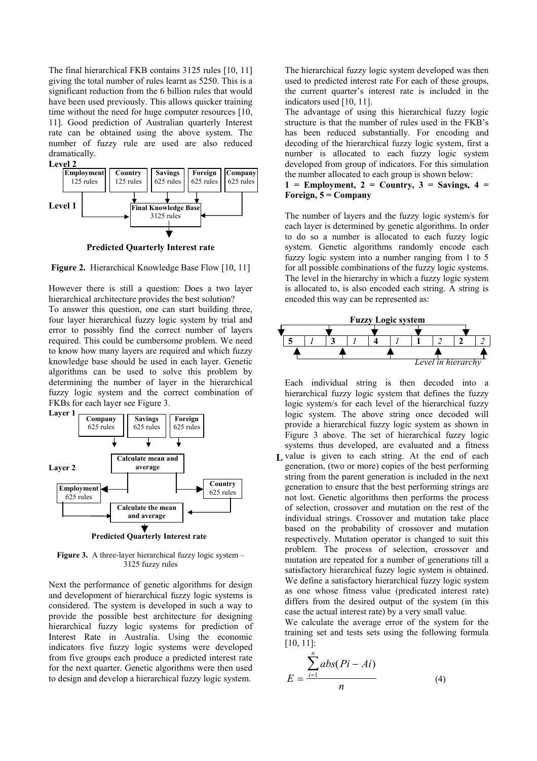The final hierarchical FKB contains 3125 rules [10, 11] giving the total number of rules learnt as 5250. This is a significant reduction from the 6 billion rules that would have been used previously. This allows quicker training time without the need for huge computer resources [10, 11]. Good prediction of Australian quarterly Interest rate can be obtained using the above system. The number of fuzzy rule are used are also reduced dramatically.

Level 2

Employment 125 rules

Country 125 rules

Savings 625 rules

Foreign 625 rules

Company 625 rules

Level 1

Final Knowledge Base 3125 rules

Predicted Quarterly Interest rate

**Figure 2.** Hierarchical Knowledge Base Flow [10, 11]

However there is still a question: Does a two layer hierarchical architecture provides the best solution?

To answer this question, one can start building three, four layer hierarchical fuzzy logic system by trial and error to possibly find the correct number of layers required. This could be cumbersome problem. We need to know how many layers are required and which fuzzy knowledge base should be used in each layer. Genetic algorithms can be used to solve this problem by determining the number of layer in the hierarchical fuzzy logic system and the correct combination of FKBs for each layer see Figure 3.

Layer 1

Company 625 rules

Savings 625 rules

Foreign 625 rules

Layer 2

Calculate mean and average

Employment 625 rules

Country 625 rules

Calculate the mean and average

Predicted Quarterly Interest rate

**Figure 3.** A three-layer hierarchical fuzzy logic system – 3125 fuzzy rules

Next the performance of genetic algorithms for design and development of hierarchical fuzzy logic systems is considered. The system is developed in such a way to provide the possible best architecture for designing hierarchical fuzzy logic systems for prediction of Interest Rate in Australia. Using the economic indicators five fuzzy logic systems were developed from five groups each produce a predicted interest rate for the next quarter. Genetic algorithms were then used to design and develop a hierarchical fuzzy logic system.

The hierarchical fuzzy logic system developed was then used to predicted interest rate For each of these groups, the current quarter's interest rate is included in the indicators used [10, 11].

The advantage of using this hierarchical fuzzy logic structure is that the number of rules used in the FKB's has been reduced substantially. For encoding and decoding of the hierarchical fuzzy logic system, first a number is allocated to each fuzzy logic system developed from group of indicators. For this simulation the number allocated to each group is shown below:

**1 = Employment, 2 = Country, 3 = Savings, 4 = Foreign, 5 = Company**

The number of layers and the fuzzy logic system/s for each layer is determined by genetic algorithms. In order to do so a number is allocated to each fuzzy logic system. Genetic algorithms randomly encode each fuzzy logic system into a number ranging from 1 to 5 for all possible combinations of the fuzzy logic systems. The level in the hierarchy in which a fuzzy logic system is allocated to, is also encoded each string. A string is encoded this way can be represented as:

Fuzzy Logic system

| | | | | | | | | | |
|---|---|---|---|---|---|---|---|---|---|
| **5** | *1* | **3** | *1* | **4** | *1* | **1** | *2* | **2** | *2* |

*Level in hierarchy*

Each individual string is then decoded into a hierarchical fuzzy logic system that defines the fuzzy logic system/s for each level of the hierarchical fuzzy logic system. The above string once decoded will provide a hierarchical fuzzy logic system as shown in Figure 3 above. The set of hierarchical fuzzy logic systems thus developed, are evaluated and a fitness value is given to each string. At the end of each generation, (two or more) copies of the best performing string from the parent generation is included in the next generation to ensure that the best performing strings are not lost. Genetic algorithms then performs the process of selection, crossover and mutation on the rest of the individual strings. Crossover and mutation take place based on the probability of crossover and mutation respectively. Mutation operator is changed to suit this problem. The process of selection, crossover and mutation are repeated for a number of generations till a satisfactory hierarchical fuzzy logic system is obtained. We define a satisfactory hierarchical fuzzy logic system as one whose fitness value (predicated interest rate) differs from the desired output of the system (in this case the actual interest rate) by a very small value.

We calculate the average error of the system for the training set and tests sets using the following formula [10, 11]:

$$E = \frac{\sum_{i=1}^{n} abs(Pi - Ai)}{n} \qquad (4)$$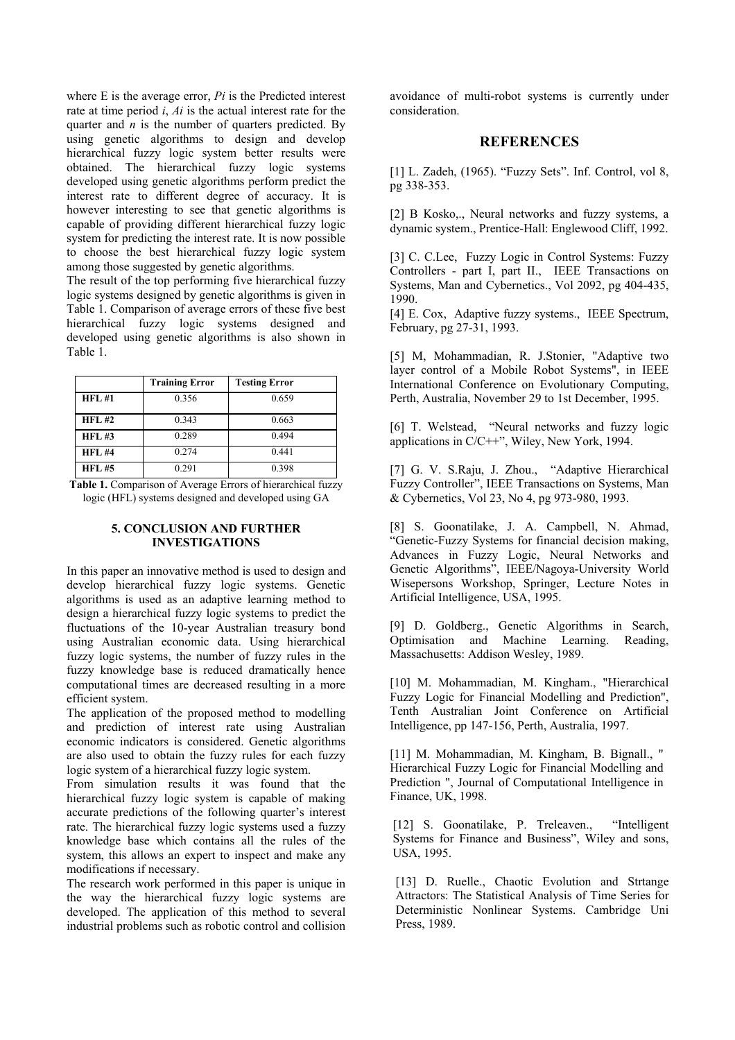where E is the average error, $P_i$ is the Predicted interest rate at time period $i$, $A_i$ is the actual interest rate for the quarter and $n$ is the number of quarters predicted. By using genetic algorithms to design and develop hierarchical fuzzy logic system better results were obtained. The hierarchical fuzzy logic systems developed using genetic algorithms perform predict the interest rate to different degree of accuracy. It is however interesting to see that genetic algorithms is capable of providing different hierarchical fuzzy logic system for predicting the interest rate. It is now possible to choose the best hierarchical fuzzy logic system among those suggested by genetic algorithms.

The result of the top performing five hierarchical fuzzy logic systems designed by genetic algorithms is given in Table 1. Comparison of average errors of these five best hierarchical fuzzy logic systems designed and developed using genetic algorithms is also shown in Table 1.

| | Training Error | Testing Error |
|---|---|---|
| **HFL #1** | 0.356 | 0.659 |
| **HFL #2** | 0.343 | 0.663 |
| **HFL #3** | 0.289 | 0.494 |
| **HFL #4** | 0.274 | 0.441 |
| **HFL #5** | 0.291 | 0.398 |

**Table 1.** Comparison of Average Errors of hierarchical fuzzy logic (HFL) systems designed and developed using GA

## 5. CONCLUSION AND FURTHER INVESTIGATIONS

In this paper an innovative method is used to design and develop hierarchical fuzzy logic systems. Genetic algorithms is used as an adaptive learning method to design a hierarchical fuzzy logic systems to predict the fluctuations of the 10-year Australian treasury bond using Australian economic data. Using hierarchical fuzzy logic systems, the number of fuzzy rules in the fuzzy knowledge base is reduced dramatically hence computational times are decreased resulting in a more efficient system.

The application of the proposed method to modelling and prediction of interest rate using Australian economic indicators is considered. Genetic algorithms are also used to obtain the fuzzy rules for each fuzzy logic system of a hierarchical fuzzy logic system.

From simulation results it was found that the hierarchical fuzzy logic system is capable of making accurate predictions of the following quarter's interest rate. The hierarchical fuzzy logic systems used a fuzzy knowledge base which contains all the rules of the system, this allows an expert to inspect and make any modifications if necessary.

The research work performed in this paper is unique in the way the hierarchical fuzzy logic systems are developed. The application of this method to several industrial problems such as robotic control and collision avoidance of multi-robot systems is currently under consideration.

## REFERENCES

[1] L. Zadeh, (1965). "Fuzzy Sets". Inf. Control, vol 8, pg 338-353.

[2] B Kosko,., Neural networks and fuzzy systems, a dynamic system., Prentice-Hall: Englewood Cliff, 1992.

[3] C. C.Lee, Fuzzy Logic in Control Systems: Fuzzy Controllers - part I, part II., IEEE Transactions on Systems, Man and Cybernetics., Vol 2092, pg 404-435, 1990.

[4] E. Cox, Adaptive fuzzy systems., IEEE Spectrum, February, pg 27-31, 1993.

[5] M, Mohammadian, R. J.Stonier, "Adaptive two layer control of a Mobile Robot Systems", in IEEE International Conference on Evolutionary Computing, Perth, Australia, November 29 to 1st December, 1995.

[6] T. Welstead, "Neural networks and fuzzy logic applications in C/C++", Wiley, New York, 1994.

[7] G. V. S.Raju, J. Zhou., "Adaptive Hierarchical Fuzzy Controller", IEEE Transactions on Systems, Man & Cybernetics, Vol 23, No 4, pg 973-980, 1993.

[8] S. Goonatilake, J. A. Campbell, N. Ahmad, "Genetic-Fuzzy Systems for financial decision making, Advances in Fuzzy Logic, Neural Networks and Genetic Algorithms", IEEE/Nagoya-University World Wisepersons Workshop, Springer, Lecture Notes in Artificial Intelligence, USA, 1995.

[9] D. Goldberg., Genetic Algorithms in Search, Optimisation and Machine Learning. Reading, Massachusetts: Addison Wesley, 1989.

[10] M. Mohammadian, M. Kingham., "Hierarchical Fuzzy Logic for Financial Modelling and Prediction", Tenth Australian Joint Conference on Artificial Intelligence, pp 147-156, Perth, Australia, 1997.

[11] M. Mohammadian, M. Kingham, B. Bignall., " Hierarchical Fuzzy Logic for Financial Modelling and Prediction ", Journal of Computational Intelligence in Finance, UK, 1998.

[12] S. Goonatilake, P. Treleaven., "Intelligent Systems for Finance and Business", Wiley and sons, USA, 1995.

[13] D. Ruelle., Chaotic Evolution and Strtange Attractors: The Statistical Analysis of Time Series for Deterministic Nonlinear Systems. Cambridge Uni Press, 1989.